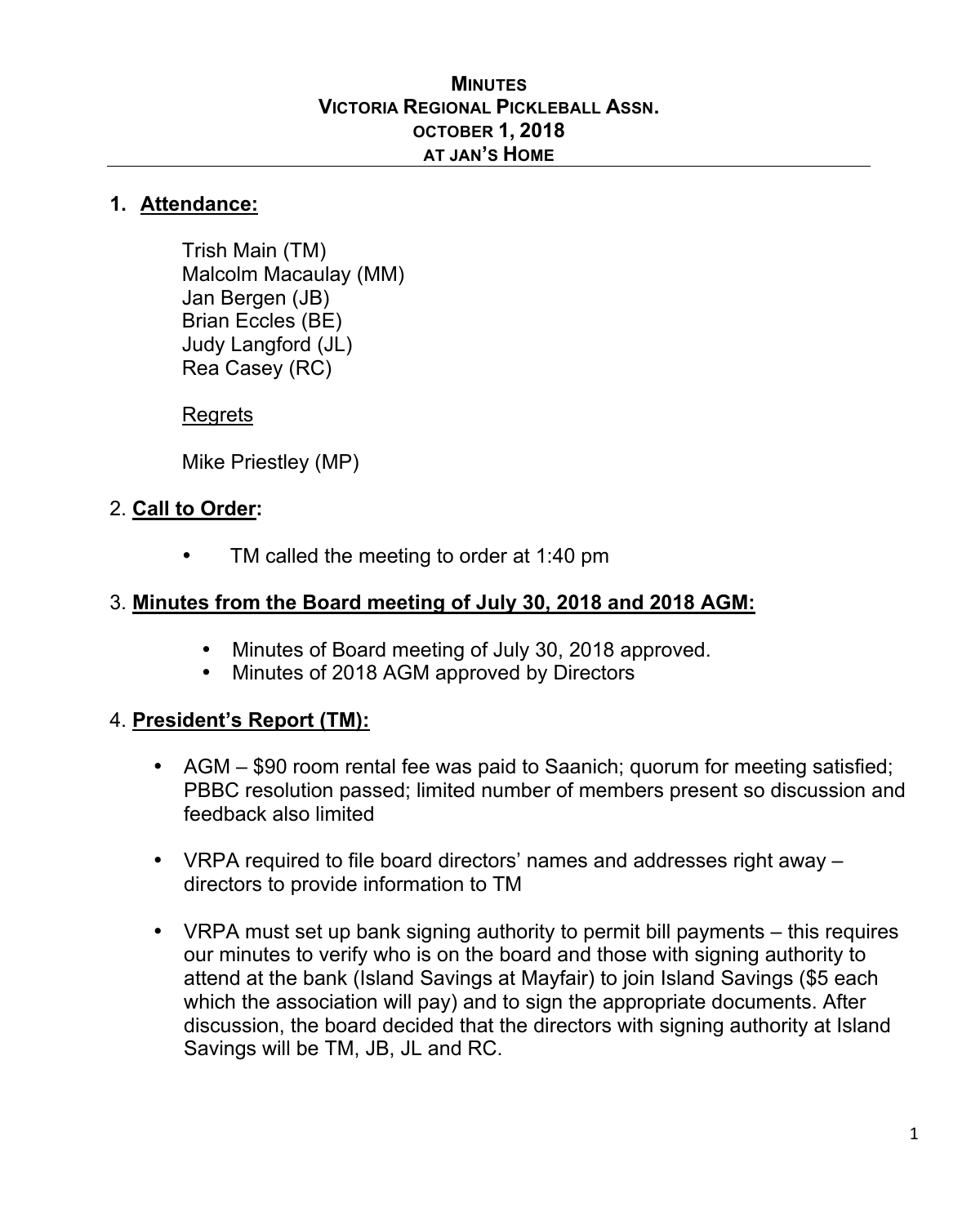# MINUTES
# VICTORIA REGIONAL PICKLEBALL ASSN.
# OCTOBER 1, 2018
# AT JAN'S HOME

## 1. Attendance:

Trish Main (TM)
Malcolm Macaulay (MM)
Jan Bergen (JB)
Brian Eccles (BE)
Judy Langford (JL)
Rea Casey (RC)

Regrets

Mike Priestley (MP)

## 2. Call to Order:

- TM called the meeting to order at 1:40 pm

## 3. Minutes from the Board meeting of July 30, 2018 and 2018 AGM:

- Minutes of Board meeting of July 30, 2018 approved.
- Minutes of 2018 AGM approved by Directors

## 4. President's Report (TM):

- AGM – $90 room rental fee was paid to Saanich; quorum for meeting satisfied; PBBC resolution passed; limited number of members present so discussion and feedback also limited

- VRPA required to file board directors' names and addresses right away – directors to provide information to TM

- VRPA must set up bank signing authority to permit bill payments – this requires our minutes to verify who is on the board and those with signing authority to attend at the bank (Island Savings at Mayfair) to join Island Savings ($5 each which the association will pay) and to sign the appropriate documents. After discussion, the board decided that the directors with signing authority at Island Savings will be TM, JB, JL and RC.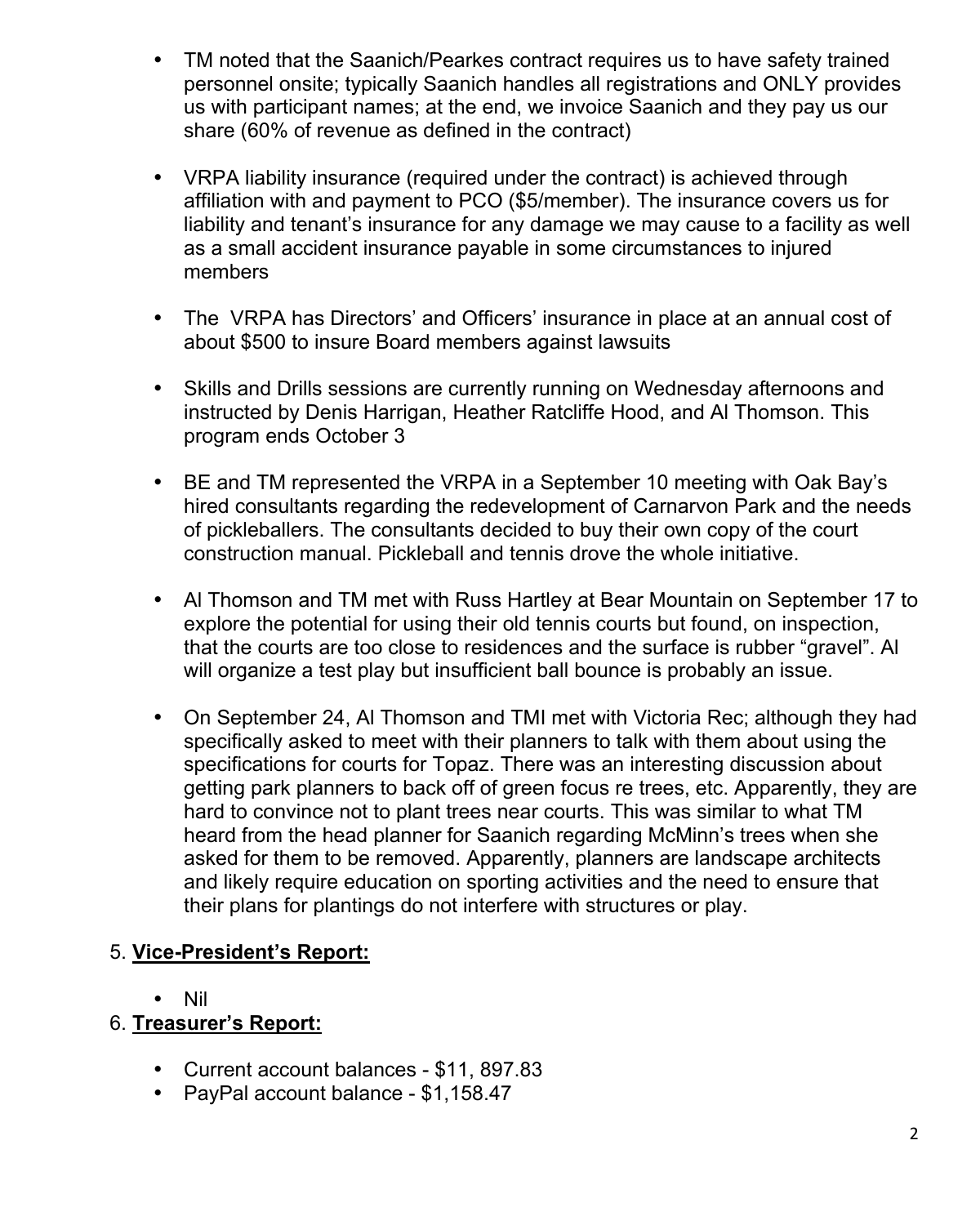- TM noted that the Saanich/Pearkes contract requires us to have safety trained personnel onsite; typically Saanich handles all registrations and ONLY provides us with participant names; at the end, we invoice Saanich and they pay us our share (60% of revenue as defined in the contract)

- VRPA liability insurance (required under the contract) is achieved through affiliation with and payment to PCO ($5/member). The insurance covers us for liability and tenant's insurance for any damage we may cause to a facility as well as a small accident insurance payable in some circumstances to injured members

- The VRPA has Directors' and Officers' insurance in place at an annual cost of about $500 to insure Board members against lawsuits

- Skills and Drills sessions are currently running on Wednesday afternoons and instructed by Denis Harrigan, Heather Ratcliffe Hood, and Al Thomson. This program ends October 3

- BE and TM represented the VRPA in a September 10 meeting with Oak Bay's hired consultants regarding the redevelopment of Carnarvon Park and the needs of pickleballers. The consultants decided to buy their own copy of the court construction manual. Pickleball and tennis drove the whole initiative.

- Al Thomson and TM met with Russ Hartley at Bear Mountain on September 17 to explore the potential for using their old tennis courts but found, on inspection, that the courts are too close to residences and the surface is rubber "gravel". Al will organize a test play but insufficient ball bounce is probably an issue.

- On September 24, Al Thomson and TMI met with Victoria Rec; although they had specifically asked to meet with their planners to talk with them about using the specifications for courts for Topaz. There was an interesting discussion about getting park planners to back off of green focus re trees, etc. Apparently, they are hard to convince not to plant trees near courts. This was similar to what TM heard from the head planner for Saanich regarding McMinn's trees when she asked for them to be removed. Apparently, planners are landscape architects and likely require education on sporting activities and the need to ensure that their plans for plantings do not interfere with structures or play.

5. **Vice-President's Report:**

   - Nil

6. **Treasurer's Report:**

   - Current account balances - $11, 897.83
   - PayPal account balance - $1,158.47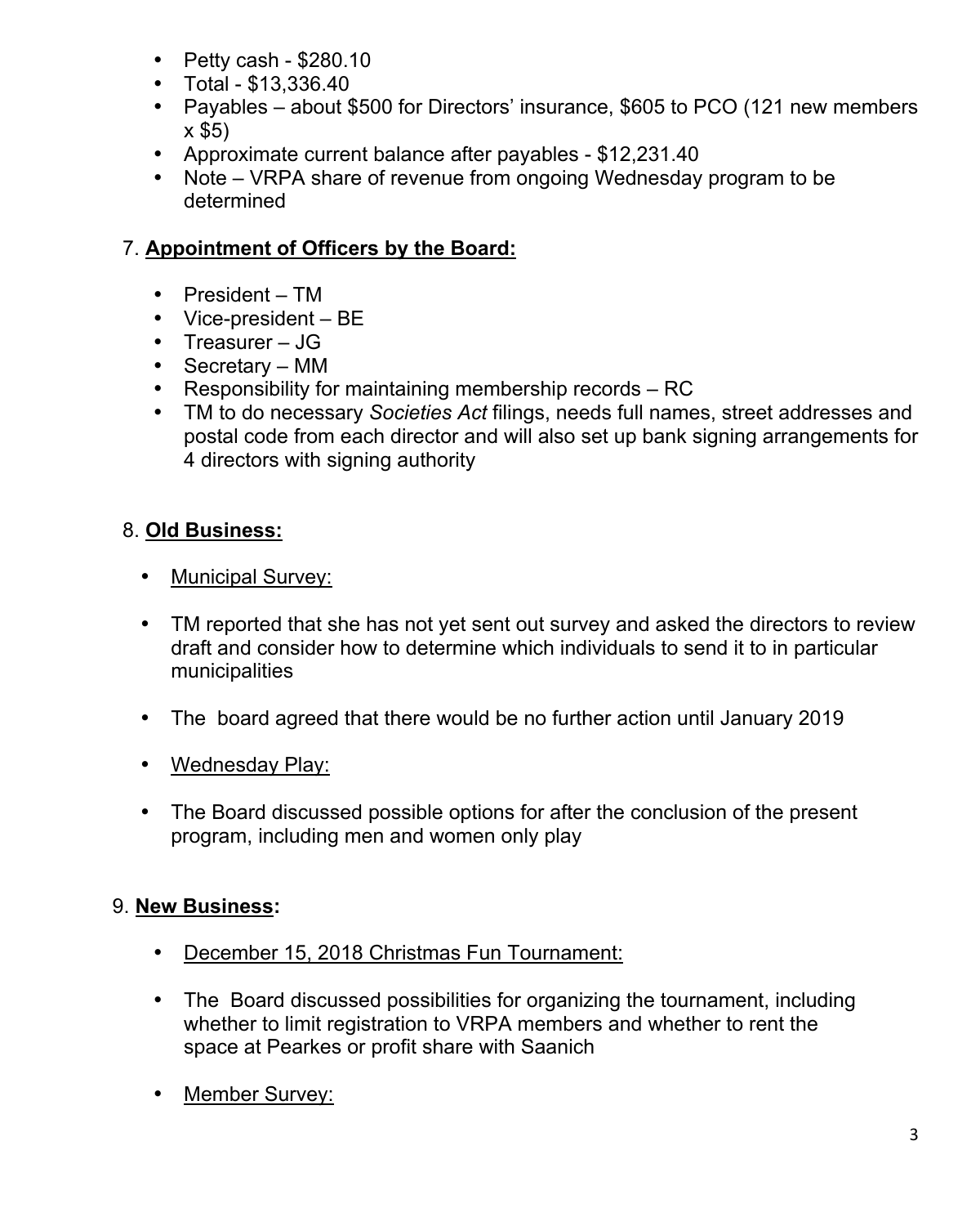- Petty cash - $280.10
- Total - $13,336.40
- Payables – about $500 for Directors' insurance, $605 to PCO (121 new members x $5)
- Approximate current balance after payables - $12,231.40
- Note – VRPA share of revenue from ongoing Wednesday program to be determined

7. **Appointment of Officers by the Board:**

- President – TM
- Vice-president – BE
- Treasurer – JG
- Secretary – MM
- Responsibility for maintaining membership records – RC
- TM to do necessary *Societies Act* filings, needs full names, street addresses and postal code from each director and will also set up bank signing arrangements for 4 directors with signing authority

8. **Old Business:**

- Municipal Survey:

- TM reported that she has not yet sent out survey and asked the directors to review draft and consider how to determine which individuals to send it to in particular municipalities

- The board agreed that there would be no further action until January 2019

- Wednesday Play:

- The Board discussed possible options for after the conclusion of the present program, including men and women only play

9. **New Business:**

- December 15, 2018 Christmas Fun Tournament:

- The Board discussed possibilities for organizing the tournament, including whether to limit registration to VRPA members and whether to rent the space at Pearkes or profit share with Saanich

- Member Survey: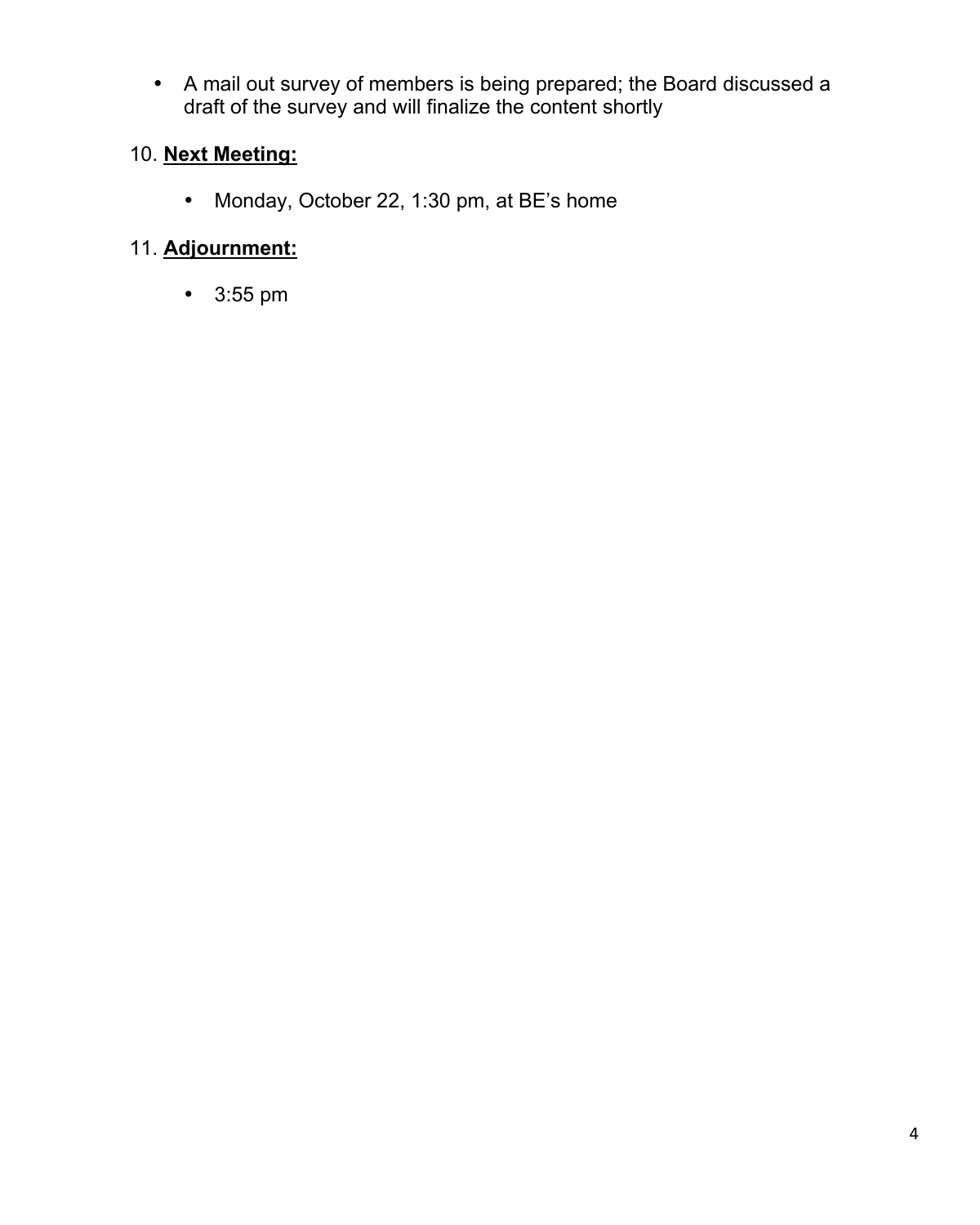- A mail out survey of members is being prepared; the Board discussed a draft of the survey and will finalize the content shortly

10. **Next Meeting:**

    - Monday, October 22, 1:30 pm, at BE's home

11. **Adjournment:**

    - 3:55 pm